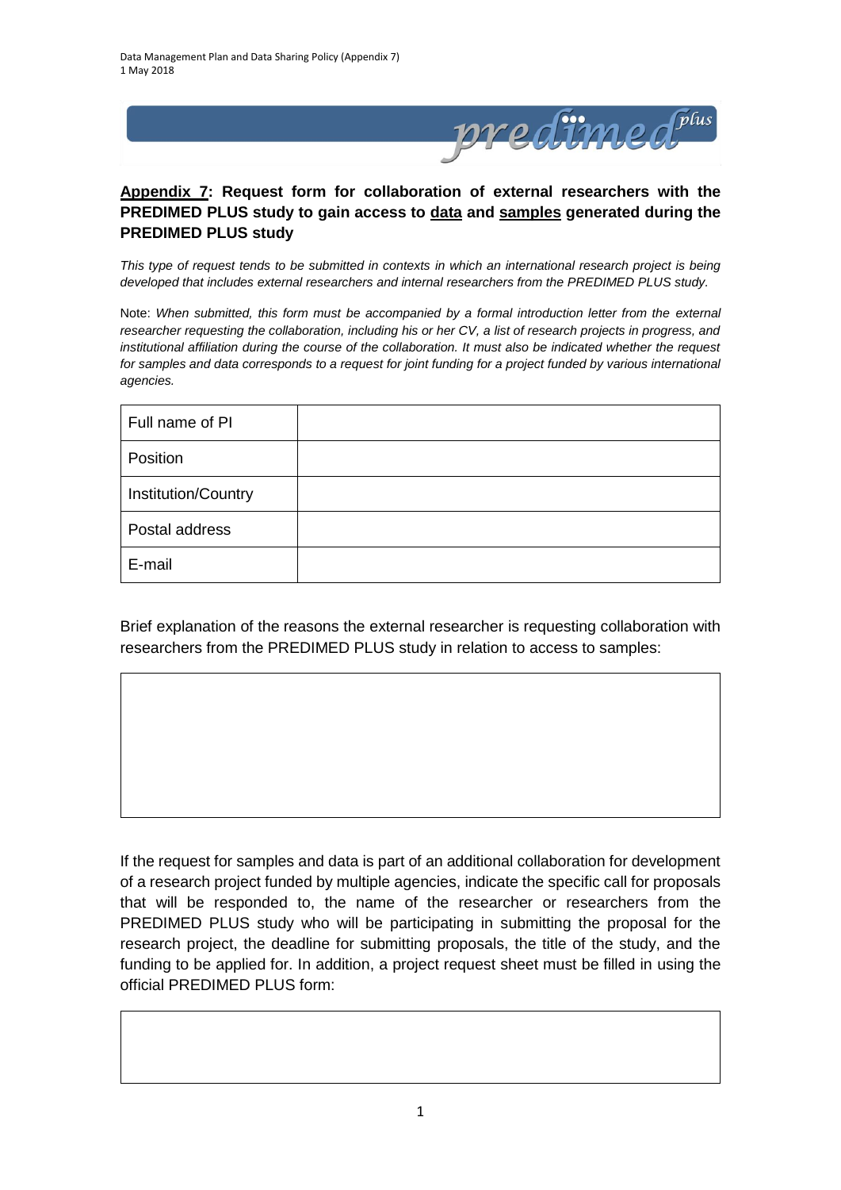## <u>Appendix 7</u>: Request form for collaboration of external researchers with the PREDIMED PLUS study to gain access to <u>data</u> and <u>samples</u> generated during the PREDIMED PLUS study

*This type of request tends to be submitted in contexts in which an international research project is being developed that includes external researchers and internal researchers from the PREDIMED PLUS study.*

Note: *When submitted, this form must be accompanied by a formal introduction letter from the external researcher requesting the collaboration, including his or her CV, a list of research projects in progress, and institutional affiliation during the course of the collaboration. It must also be indicated whether the request for samples and data corresponds to a request for joint funding for a project funded by various international agencies.*

| Full name of PI | |
|---|---|
| Position | |
| Institution/Country | |
| Postal address | |
| E-mail | |

Brief explanation of the reasons the external researcher is requesting collaboration with researchers from the PREDIMED PLUS study in relation to access to samples:

| |
|---|
| |

If the request for samples and data is part of an additional collaboration for development of a research project funded by multiple agencies, indicate the specific call for proposals that will be responded to, the name of the researcher or researchers from the PREDIMED PLUS study who will be participating in submitting the proposal for the research project, the deadline for submitting proposals, the title of the study, and the funding to be applied for. In addition, a project request sheet must be filled in using the official PREDIMED PLUS form:

| |
|---|
| |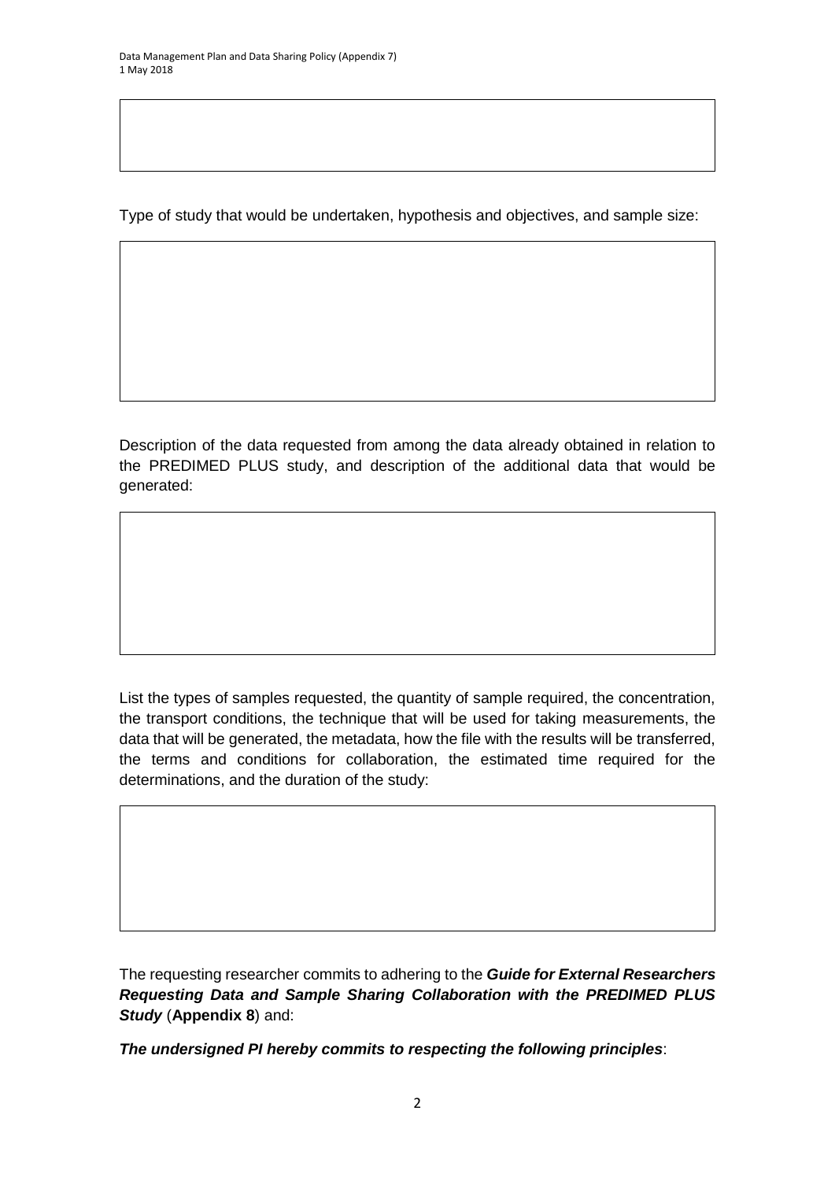Type of study that would be undertaken, hypothesis and objectives, and sample size:

Description of the data requested from among the data already obtained in relation to the PREDIMED PLUS study, and description of the additional data that would be generated:

List the types of samples requested, the quantity of sample required, the concentration, the transport conditions, the technique that will be used for taking measurements, the data that will be generated, the metadata, how the file with the results will be transferred, the terms and conditions for collaboration, the estimated time required for the determinations, and the duration of the study:

The requesting researcher commits to adhering to the ***Guide for External Researchers Requesting Data and Sample Sharing Collaboration with the PREDIMED PLUS Study*** (**Appendix 8**) and:

***The undersigned PI hereby commits to respecting the following principles***: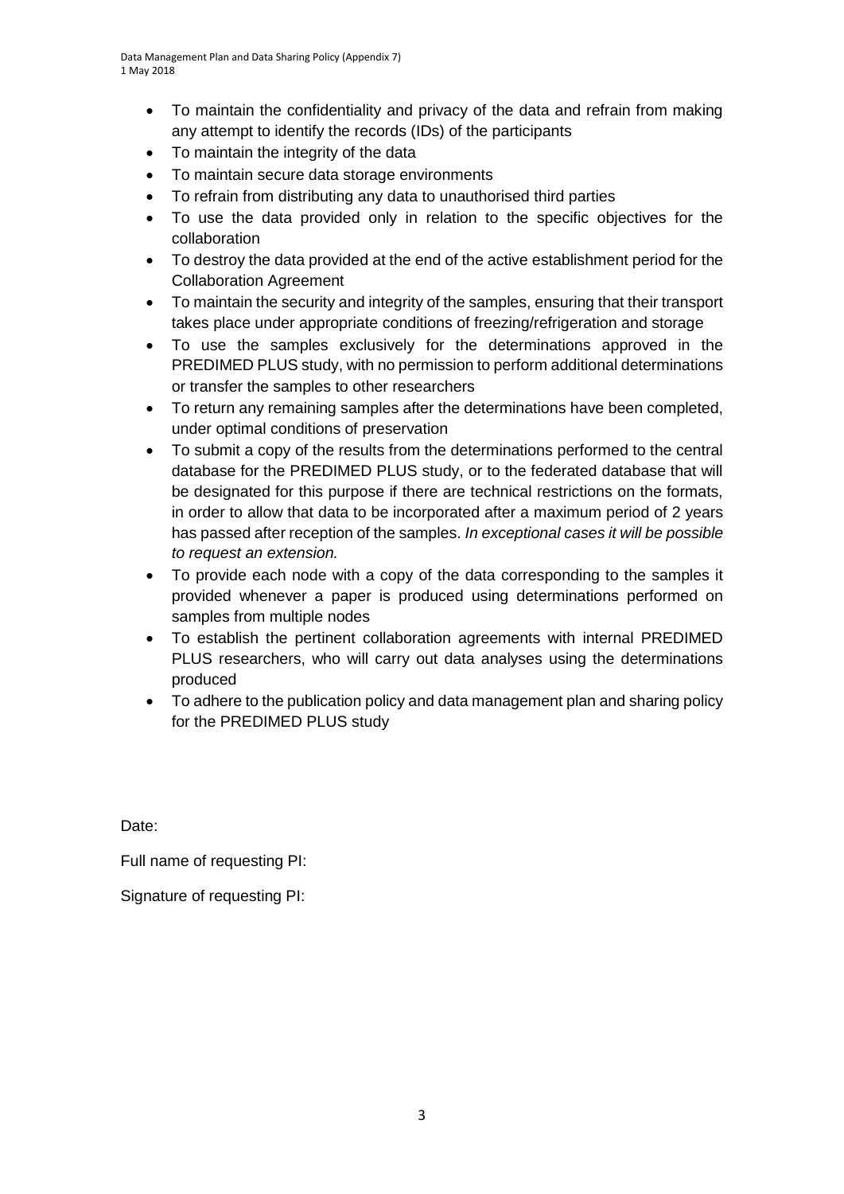- To maintain the confidentiality and privacy of the data and refrain from making any attempt to identify the records (IDs) of the participants
- To maintain the integrity of the data
- To maintain secure data storage environments
- To refrain from distributing any data to unauthorised third parties
- To use the data provided only in relation to the specific objectives for the collaboration
- To destroy the data provided at the end of the active establishment period for the Collaboration Agreement
- To maintain the security and integrity of the samples, ensuring that their transport takes place under appropriate conditions of freezing/refrigeration and storage
- To use the samples exclusively for the determinations approved in the PREDIMED PLUS study, with no permission to perform additional determinations or transfer the samples to other researchers
- To return any remaining samples after the determinations have been completed, under optimal conditions of preservation
- To submit a copy of the results from the determinations performed to the central database for the PREDIMED PLUS study, or to the federated database that will be designated for this purpose if there are technical restrictions on the formats, in order to allow that data to be incorporated after a maximum period of 2 years has passed after reception of the samples. *In exceptional cases it will be possible to request an extension.*
- To provide each node with a copy of the data corresponding to the samples it provided whenever a paper is produced using determinations performed on samples from multiple nodes
- To establish the pertinent collaboration agreements with internal PREDIMED PLUS researchers, who will carry out data analyses using the determinations produced
- To adhere to the publication policy and data management plan and sharing policy for the PREDIMED PLUS study

Date:

Full name of requesting PI:

Signature of requesting PI: